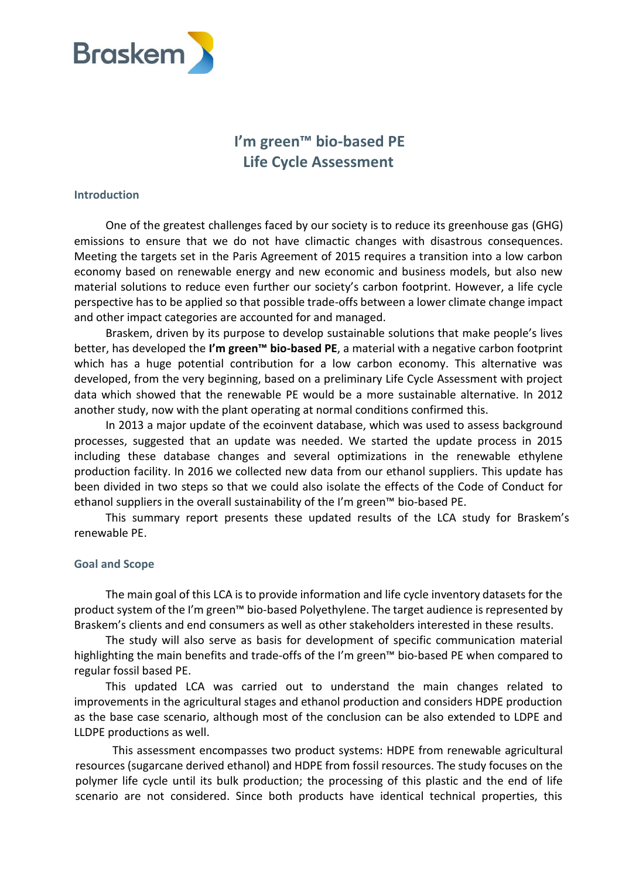Braskem

# I'm green™ bio-based PE
# Life Cycle Assessment

## Introduction

One of the greatest challenges faced by our society is to reduce its greenhouse gas (GHG) emissions to ensure that we do not have climactic changes with disastrous consequences. Meeting the targets set in the Paris Agreement of 2015 requires a transition into a low carbon economy based on renewable energy and new economic and business models, but also new material solutions to reduce even further our society's carbon footprint. However, a life cycle perspective has to be applied so that possible trade-offs between a lower climate change impact and other impact categories are accounted for and managed.

Braskem, driven by its purpose to develop sustainable solutions that make people's lives better, has developed the **I'm green™ bio-based PE**, a material with a negative carbon footprint which has a huge potential contribution for a low carbon economy. This alternative was developed, from the very beginning, based on a preliminary Life Cycle Assessment with project data which showed that the renewable PE would be a more sustainable alternative. In 2012 another study, now with the plant operating at normal conditions confirmed this.

In 2013 a major update of the ecoinvent database, which was used to assess background processes, suggested that an update was needed. We started the update process in 2015 including these database changes and several optimizations in the renewable ethylene production facility. In 2016 we collected new data from our ethanol suppliers. This update has been divided in two steps so that we could also isolate the effects of the Code of Conduct for ethanol suppliers in the overall sustainability of the I'm green™ bio-based PE.

This summary report presents these updated results of the LCA study for Braskem's renewable PE.

## Goal and Scope

The main goal of this LCA is to provide information and life cycle inventory datasets for the product system of the I'm green™ bio-based Polyethylene. The target audience is represented by Braskem's clients and end consumers as well as other stakeholders interested in these results.

The study will also serve as basis for development of specific communication material highlighting the main benefits and trade-offs of the I'm green™ bio-based PE when compared to regular fossil based PE.

This updated LCA was carried out to understand the main changes related to improvements in the agricultural stages and ethanol production and considers HDPE production as the base case scenario, although most of the conclusion can be also extended to LDPE and LLDPE productions as well.

This assessment encompasses two product systems: HDPE from renewable agricultural resources (sugarcane derived ethanol) and HDPE from fossil resources. The study focuses on the polymer life cycle until its bulk production; the processing of this plastic and the end of life scenario are not considered. Since both products have identical technical properties, this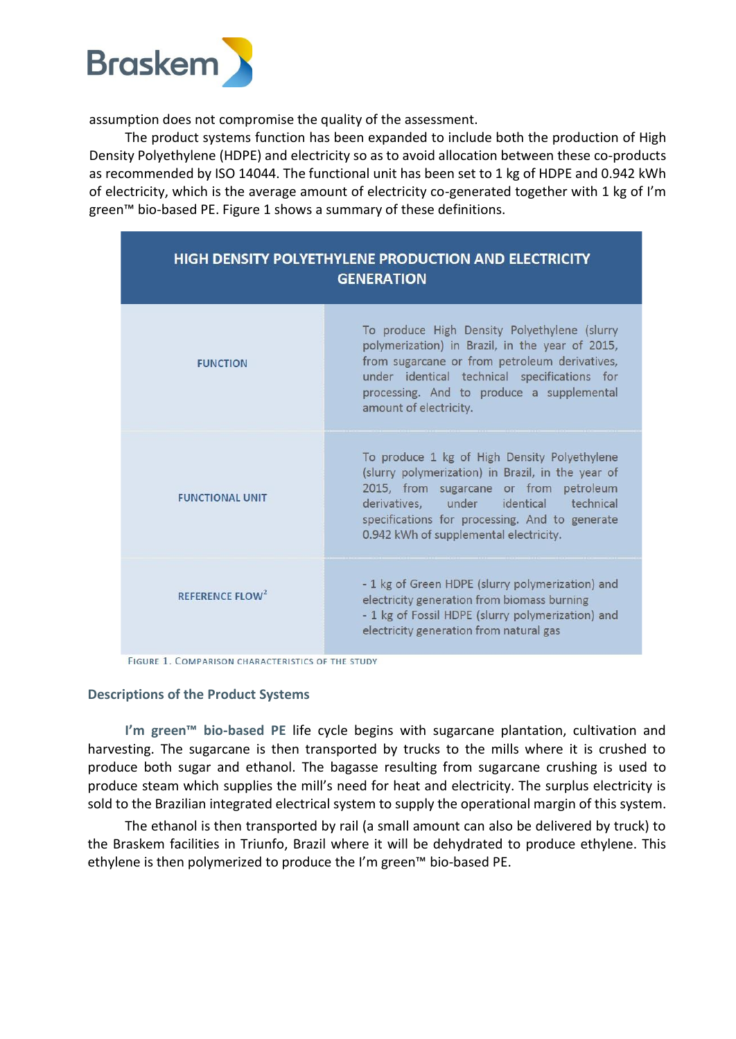assumption does not compromise the quality of the assessment.

The product systems function has been expanded to include both the production of High Density Polyethylene (HDPE) and electricity so as to avoid allocation between these co-products as recommended by ISO 14044. The functional unit has been set to 1 kg of HDPE and 0.942 kWh of electricity, which is the average amount of electricity co-generated together with 1 kg of I'm green™ bio-based PE. Figure 1 shows a summary of these definitions.

| HIGH DENSITY POLYETHYLENE PRODUCTION AND ELECTRICITY GENERATION | |
|---|---|
| FUNCTION | To produce High Density Polyethylene (slurry polymerization) in Brazil, in the year of 2015, from sugarcane or from petroleum derivatives, under identical technical specifications for processing. And to produce a supplemental amount of electricity. |
| FUNCTIONAL UNIT | To produce 1 kg of High Density Polyethylene (slurry polymerization) in Brazil, in the year of 2015, from sugarcane or from petroleum derivatives, under identical technical specifications for processing. And to generate 0.942 kWh of supplemental electricity. |
| REFERENCE FLOW[2] | - 1 kg of Green HDPE (slurry polymerization) and electricity generation from biomass burning<br>- 1 kg of Fossil HDPE (slurry polymerization) and electricity generation from natural gas |

FIGURE 1. COMPARISON CHARACTERISTICS OF THE STUDY

### Descriptions of the Product Systems

**I'm green™ bio-based PE** life cycle begins with sugarcane plantation, cultivation and harvesting. The sugarcane is then transported by trucks to the mills where it is crushed to produce both sugar and ethanol. The bagasse resulting from sugarcane crushing is used to produce steam which supplies the mill's need for heat and electricity. The surplus electricity is sold to the Brazilian integrated electrical system to supply the operational margin of this system.

The ethanol is then transported by rail (a small amount can also be delivered by truck) to the Braskem facilities in Triunfo, Brazil where it will be dehydrated to produce ethylene. This ethylene is then polymerized to produce the I'm green™ bio-based PE.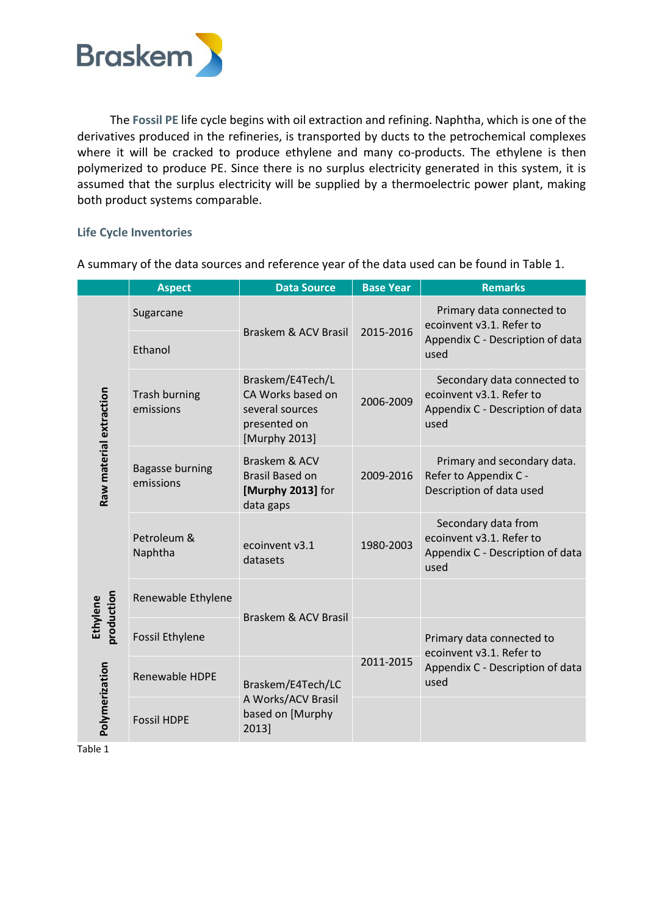The **Fossil PE** life cycle begins with oil extraction and refining. Naphtha, which is one of the derivatives produced in the refineries, is transported by ducts to the petrochemical complexes where it will be cracked to produce ethylene and many co-products. The ethylene is then polymerized to produce PE. Since there is no surplus electricity generated in this system, it is assumed that the surplus electricity will be supplied by a thermoelectric power plant, making both product systems comparable.

### Life Cycle Inventories

A summary of the data sources and reference year of the data used can be found in Table 1.

| | Aspect | Data Source | Base Year | Remarks |
|---|---|---|---|---|
| Raw material extraction | Sugarcane | Braskem & ACV Brasil | 2015-2016 | Primary data connected to ecoinvent v3.1. Refer to Appendix C - Description of data used |
| | Ethanol | | | |
| | Trash burning emissions | Braskem/E4Tech/LCA Works based on several sources presented on [Murphy 2013] | 2006-2009 | Secondary data connected to ecoinvent v3.1. Refer to Appendix C - Description of data used |
| | Bagasse burning emissions | Braskem & ACV Brasil Based on **[Murphy 2013]** for data gaps | 2009-2016 | Primary and secondary data. Refer to Appendix C - Description of data used |
| | Petroleum & Naphtha | ecoinvent v3.1 datasets | 1980-2003 | Secondary data from ecoinvent v3.1. Refer to Appendix C - Description of data used |
| Ethylene production | Renewable Ethylene | Braskem & ACV Brasil | 2011-2015 | Primary data connected to ecoinvent v3.1. Refer to Appendix C - Description of data used |
| | Fossil Ethylene | | | |
| Polymerization | Renewable HDPE | Braskem/E4Tech/LCA Works/ACV Brasil based on [Murphy 2013] | | |
| | Fossil HDPE | | | |

Table 1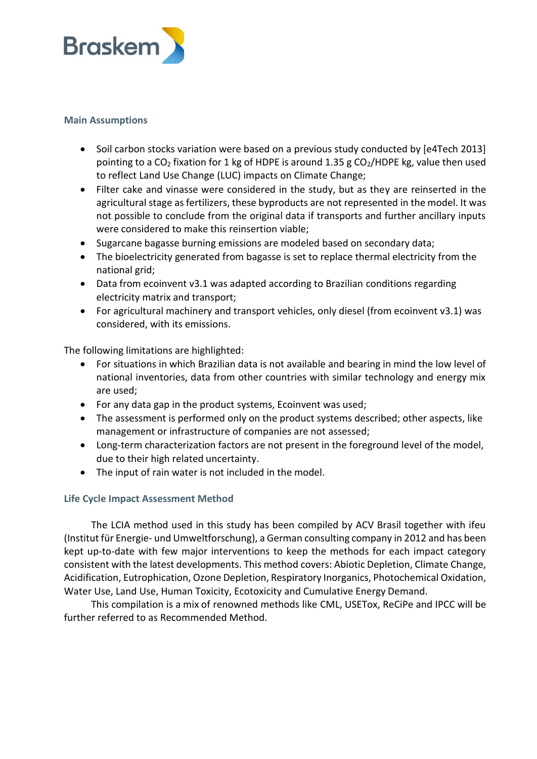### Main Assumptions

- Soil carbon stocks variation were based on a previous study conducted by [e4Tech 2013] pointing to a $CO_2$ fixation for 1 kg of HDPE is around 1.35 g $CO_2$/HDPE kg, value then used to reflect Land Use Change (LUC) impacts on Climate Change;
- Filter cake and vinasse were considered in the study, but as they are reinserted in the agricultural stage as fertilizers, these byproducts are not represented in the model. It was not possible to conclude from the original data if transports and further ancillary inputs were considered to make this reinsertion viable;
- Sugarcane bagasse burning emissions are modeled based on secondary data;
- The bioelectricity generated from bagasse is set to replace thermal electricity from the national grid;
- Data from ecoinvent v3.1 was adapted according to Brazilian conditions regarding electricity matrix and transport;
- For agricultural machinery and transport vehicles, only diesel (from ecoinvent v3.1) was considered, with its emissions.

The following limitations are highlighted:

- For situations in which Brazilian data is not available and bearing in mind the low level of national inventories, data from other countries with similar technology and energy mix are used;
- For any data gap in the product systems, Ecoinvent was used;
- The assessment is performed only on the product systems described; other aspects, like management or infrastructure of companies are not assessed;
- Long-term characterization factors are not present in the foreground level of the model, due to their high related uncertainty.
- The input of rain water is not included in the model.

### Life Cycle Impact Assessment Method

The LCIA method used in this study has been compiled by ACV Brasil together with ifeu (Institut für Energie- und Umweltforschung), a German consulting company in 2012 and has been kept up-to-date with few major interventions to keep the methods for each impact category consistent with the latest developments. This method covers: Abiotic Depletion, Climate Change, Acidification, Eutrophication, Ozone Depletion, Respiratory Inorganics, Photochemical Oxidation, Water Use, Land Use, Human Toxicity, Ecotoxicity and Cumulative Energy Demand.

This compilation is a mix of renowned methods like CML, USETox, ReCiPe and IPCC will be further referred to as Recommended Method.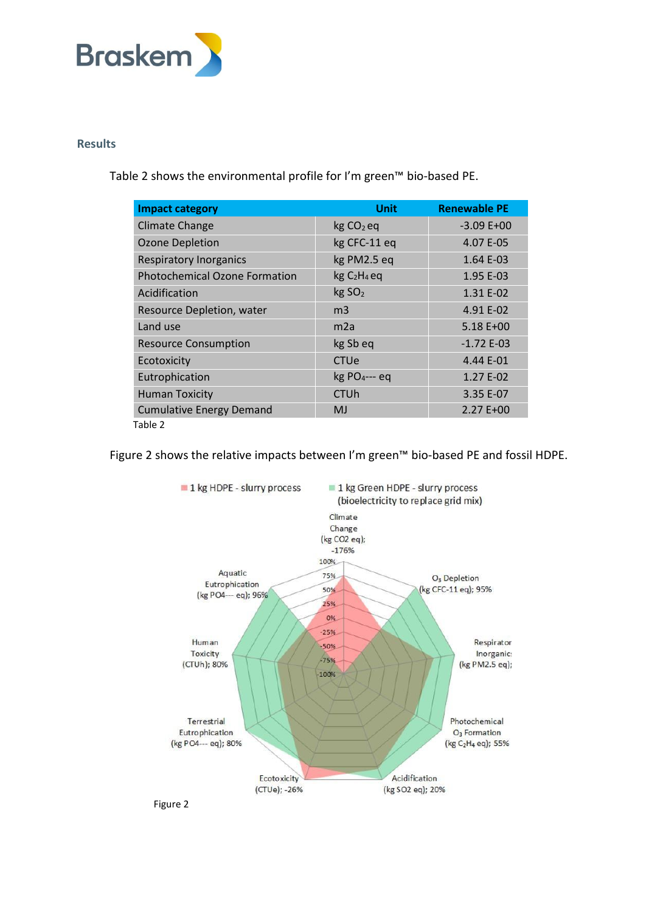## Results

Table 2 shows the environmental profile for I'm green™ bio-based PE.

| Impact category | Unit | Renewable PE |
|---|---|---|
| Climate Change | kg $CO_2$ eq | -3.09 E+00 |
| Ozone Depletion | kg CFC-11 eq | 4.07 E-05 |
| Respiratory Inorganics | kg PM2.5 eq | 1.64 E-03 |
| Photochemical Ozone Formation | kg $C_2H_4$ eq | 1.95 E-03 |
| Acidification | kg $SO_2$ | 1.31 E-02 |
| Resource Depletion, water | m3 | 4.91 E-02 |
| Land use | m2a | 5.18 E+00 |
| Resource Consumption | kg Sb eq | -1.72 E-03 |
| Ecotoxicity | CTUe | 4.44 E-01 |
| Eutrophication | kg $PO_4$--- eq | 1.27 E-02 |
| Human Toxicity | CTUh | 3.35 E-07 |
| Cumulative Energy Demand | MJ | 2.27 E+00 |

Table 2

Figure 2 shows the relative impacts between I'm green™ bio-based PE and fossil HDPE.

Figure 2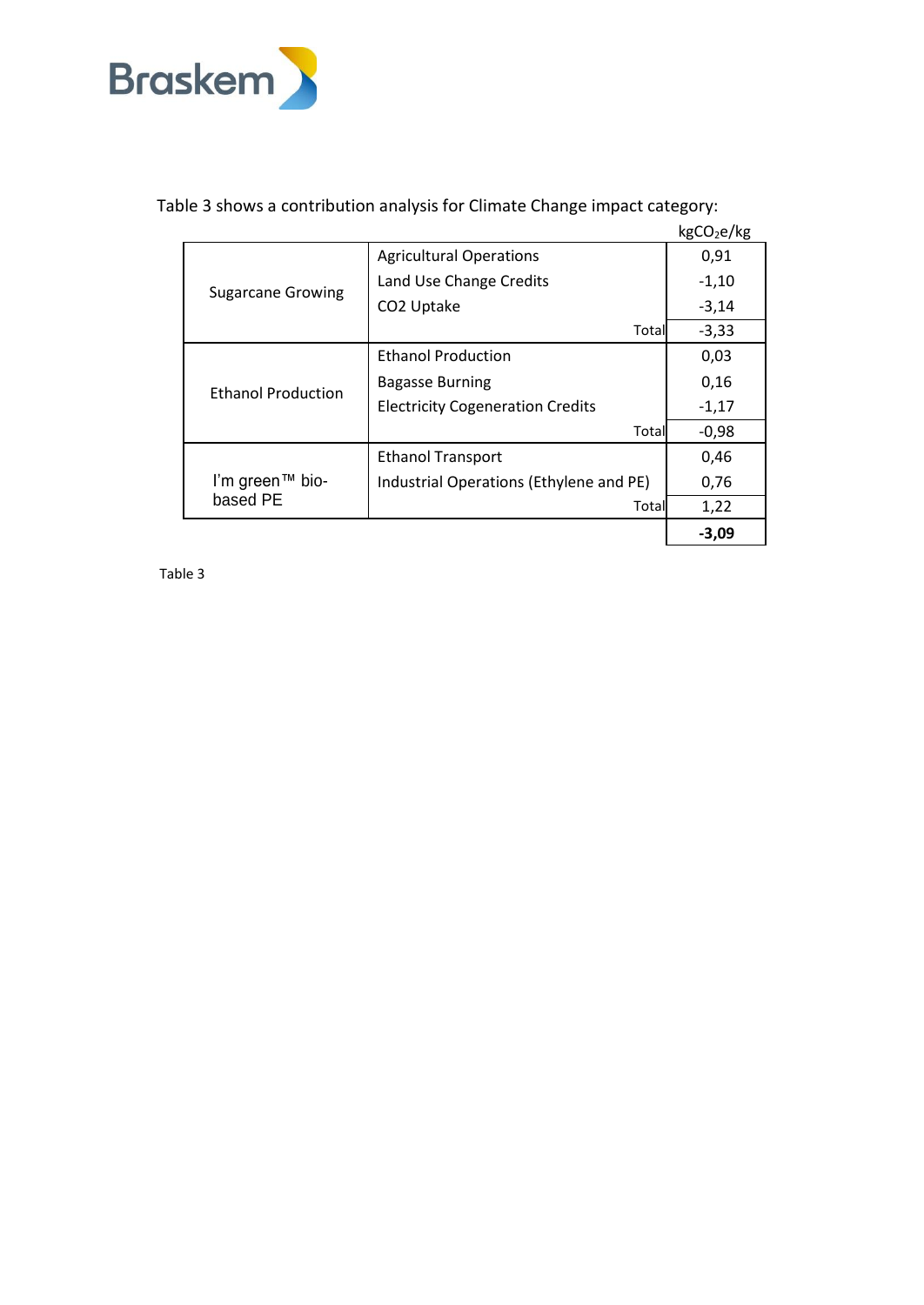Table 3 shows a contribution analysis for Climate Change impact category:

| | | $kgCO_2e/kg$ |
|---|---|---|
| Sugarcane Growing | Agricultural Operations | 0,91 |
| | Land Use Change Credits | -1,10 |
| | CO2 Uptake | -3,14 |
| | Total | -3,33 |
| Ethanol Production | Ethanol Production | 0,03 |
| | Bagasse Burning | 0,16 |
| | Electricity Cogeneration Credits | -1,17 |
| | Total | -0,98 |
| I'm green™ bio-based PE | Ethanol Transport | 0,46 |
| | Industrial Operations (Ethylene and PE) | 0,76 |
| | Total | 1,22 |
| | | **-3,09** |

Table 3